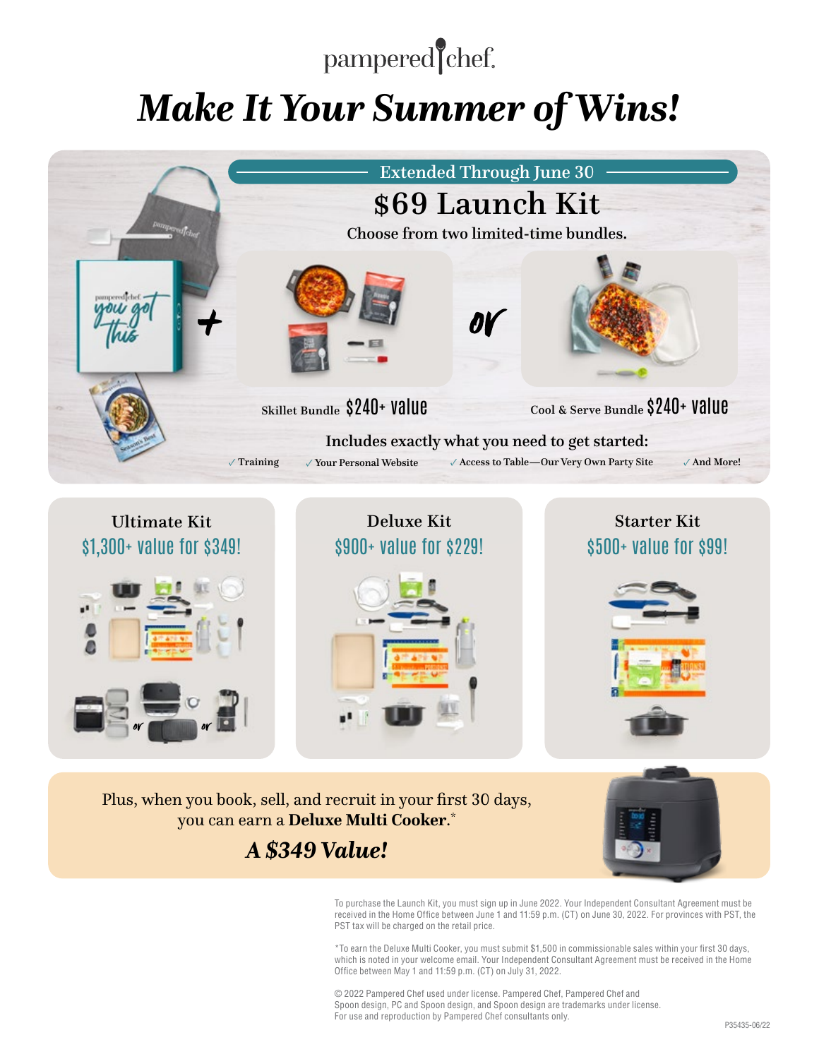pampered chef

# *Make It Your Summer of Wins!*

Extended Through June 30

## $69 Launch Kit

Choose from two limited-time bundles.

Skillet Bundle $240+ value

or

Cool & Serve Bundle $240+ value

Includes exactly what you need to get started:

- ✓ Training
- ✓ Your Personal Website
- ✓ Access to Table—Our Very Own Party Site
- ✓ And More!

### Ultimate Kit

$1,300+ value for $349!

### Deluxe Kit

$900+ value for $229!

### Starter Kit

$500+ value for $99!

Plus, when you book, sell, and recruit in your first 30 days, you can earn a **Deluxe Multi Cooker**.*

***A $349 Value!***

To purchase the Launch Kit, you must sign up in June 2022. Your Independent Consultant Agreement must be received in the Home Office between June 1 and 11:59 p.m. (CT) on June 30, 2022. For provinces with PST, the PST tax will be charged on the retail price.

*To earn the Deluxe Multi Cooker, you must submit $1,500 in commissionable sales within your first 30 days, which is noted in your welcome email. Your Independent Consultant Agreement must be received in the Home Office between May 1 and 11:59 p.m. (CT) on July 31, 2022.

© 2022 Pampered Chef used under license. Pampered Chef and Spoon design, PC and Spoon design, and Spoon design are trademarks under license. For use and reproduction by Pampered Chef consultants only.

P35435-06/22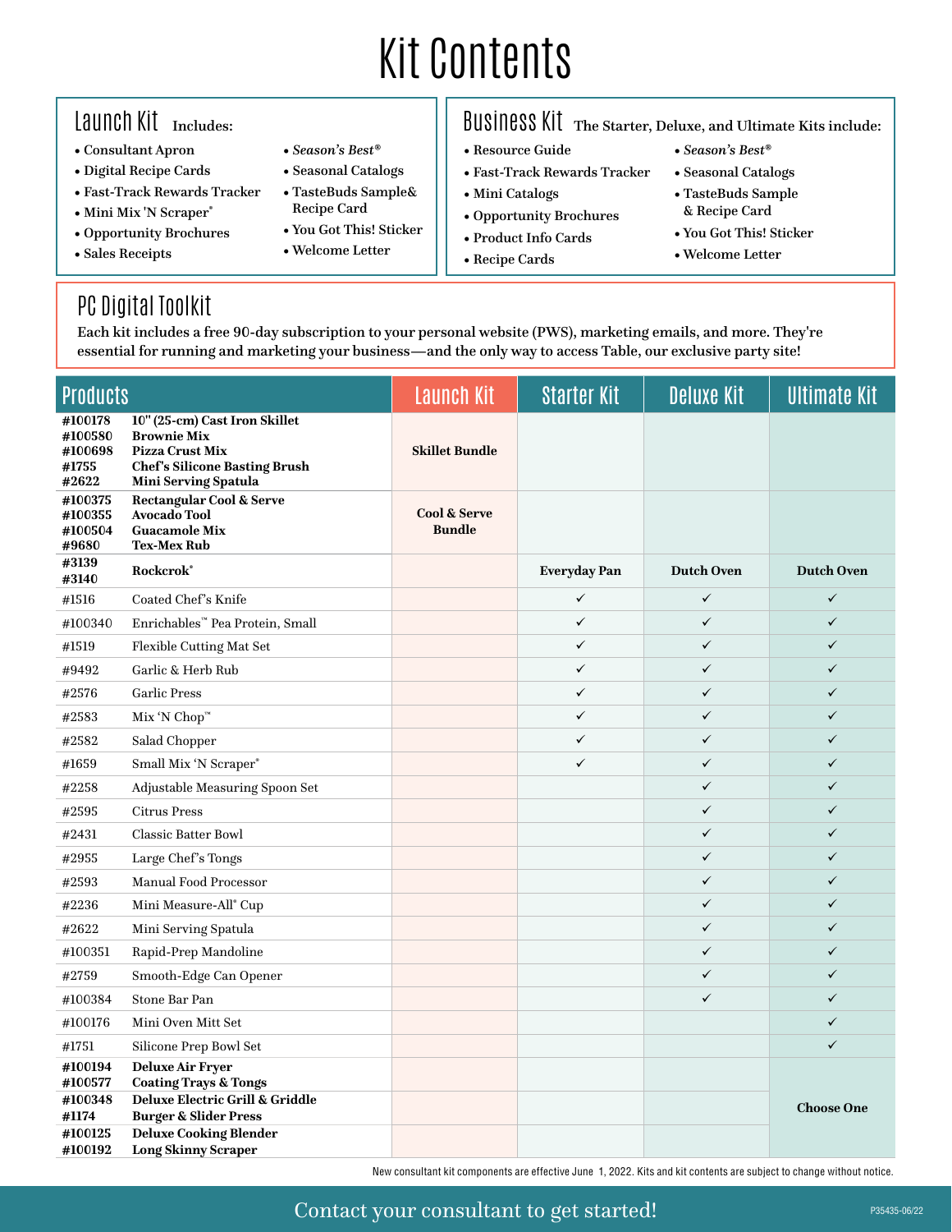# Kit Contents

## Launch Kit

Includes:

- Consultant Apron
- Digital Recipe Cards
- Fast-Track Rewards Tracker
- Mini Mix 'N Scraper®
- Opportunity Brochures
- Sales Receipts
- *Season's Best®*
- Seasonal Catalogs
- TasteBuds Sample& Recipe Card
- You Got This! Sticker
- Welcome Letter

## Business Kit

The Starter, Deluxe, and Ultimate Kits include:

- Resource Guide
- Fast-Track Rewards Tracker
- Mini Catalogs
- Opportunity Brochures
- Product Info Cards
- Recipe Cards
- *Season's Best®*
- Seasonal Catalogs
- TasteBuds Sample & Recipe Card
- You Got This! Sticker
- Welcome Letter

## PC Digital Toolkit

Each kit includes a free 90-day subscription to your personal website (PWS), marketing emails, and more. They're essential for running and marketing your business—and the only way to access Table, our exclusive party site!

| Products | | Launch Kit | Starter Kit | Deluxe Kit | Ultimate Kit |
|---|---|---|---|---|---|
| **#100178<br>#100580<br>#100698<br>#1755<br>#2622** | **10" (25-cm) Cast Iron Skillet<br>Brownie Mix<br>Pizza Crust Mix<br>Chef's Silicone Basting Brush<br>Mini Serving Spatula** | **Skillet Bundle** | | | |
| **#100375<br>#100355<br>#100504<br>#9680** | **Rectangular Cool & Serve<br>Avocado Tool<br>Guacamole Mix<br>Tex-Mex Rub** | **Cool & Serve Bundle** | | | |
| **#3139<br>#3140** | **Rockcrok®** | | **Everyday Pan** | **Dutch Oven** | **Dutch Oven** |
| #1516 | Coated Chef's Knife | | ✓ | ✓ | ✓ |
| #100340 | Enrichables™ Pea Protein, Small | | ✓ | ✓ | ✓ |
| #1519 | Flexible Cutting Mat Set | | ✓ | ✓ | ✓ |
| #9492 | Garlic & Herb Rub | | ✓ | ✓ | ✓ |
| #2576 | Garlic Press | | ✓ | ✓ | ✓ |
| #2583 | Mix 'N Chop™ | | ✓ | ✓ | ✓ |
| #2582 | Salad Chopper | | ✓ | ✓ | ✓ |
| #1659 | Small Mix 'N Scraper® | | ✓ | ✓ | ✓ |
| #2258 | Adjustable Measuring Spoon Set | | | ✓ | ✓ |
| #2595 | Citrus Press | | | ✓ | ✓ |
| #2431 | Classic Batter Bowl | | | ✓ | ✓ |
| #2955 | Large Chef's Tongs | | | ✓ | ✓ |
| #2593 | Manual Food Processor | | | ✓ | ✓ |
| #2236 | Mini Measure-All® Cup | | | ✓ | ✓ |
| #2622 | Mini Serving Spatula | | | ✓ | ✓ |
| #100351 | Rapid-Prep Mandoline | | | ✓ | ✓ |
| #2759 | Smooth-Edge Can Opener | | | ✓ | ✓ |
| #100384 | Stone Bar Pan | | | ✓ | ✓ |
| #100176 | Mini Oven Mitt Set | | | | ✓ |
| #1751 | Silicone Prep Bowl Set | | | | ✓ |
| **#100194<br>#100577** | **Deluxe Air Fryer<br>Coating Trays & Tongs** | | | | **Choose One** |
| **#100348<br>#1174** | **Deluxe Electric Grill & Griddle<br>Burger & Slider Press** | | | | |
| **#100125<br>#100192** | **Deluxe Cooking Blender<br>Long Skinny Scraper** | | | | |

New consultant kit components are effective June 1, 2022. Kits and kit contents are subject to change without notice.

Contact your consultant to get started!

P35435-06/22